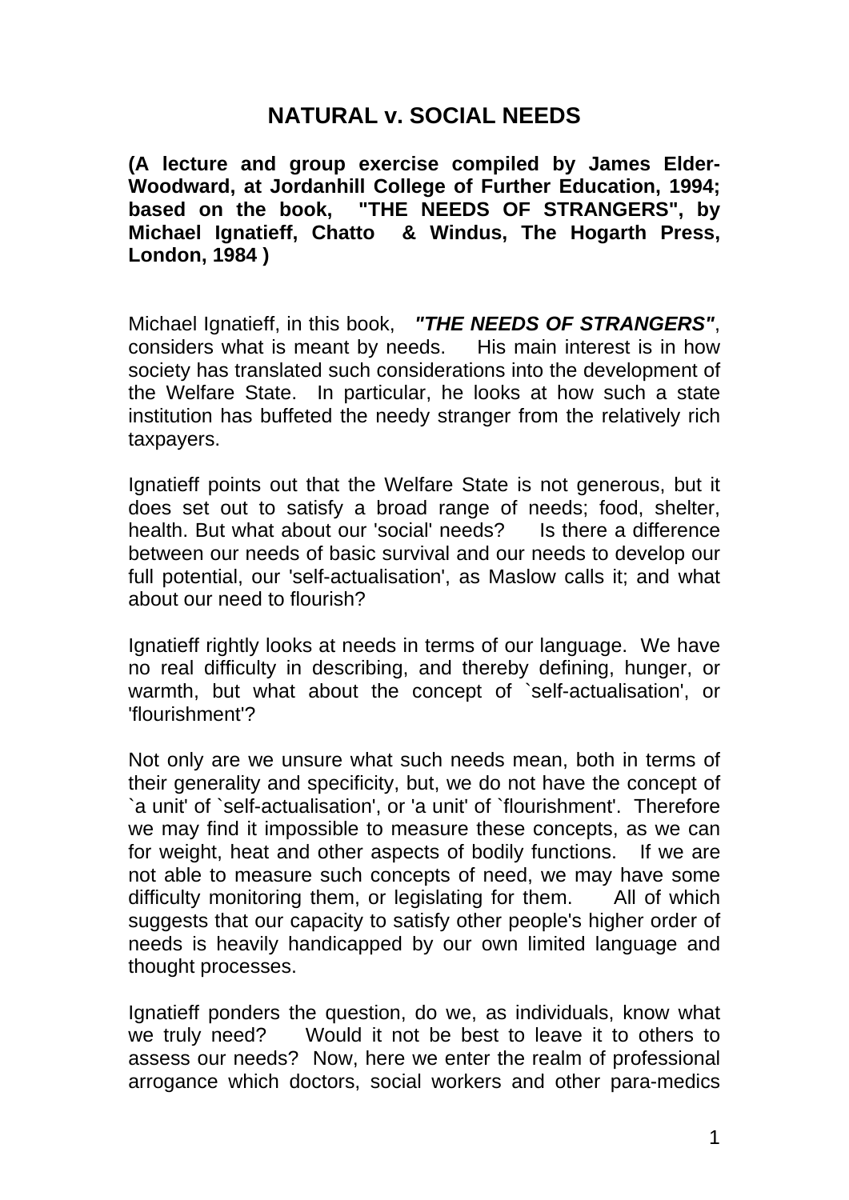# NATURAL v. SOCIAL NEEDS

**(A lecture and group exercise compiled by James Elder-Woodward, at Jordanhill College of Further Education, 1994; based on the book, "THE NEEDS OF STRANGERS", by Michael Ignatieff, Chatto & Windus, The Hogarth Press, London, 1984 )**

Michael Ignatieff, in this book, ***"THE NEEDS OF STRANGERS"***, considers what is meant by needs. His main interest is in how society has translated such considerations into the development of the Welfare State. In particular, he looks at how such a state institution has buffeted the needy stranger from the relatively rich taxpayers.

Ignatieff points out that the Welfare State is not generous, but it does set out to satisfy a broad range of needs; food, shelter, health. But what about our 'social' needs? Is there a difference between our needs of basic survival and our needs to develop our full potential, our 'self-actualisation', as Maslow calls it; and what about our need to flourish?

Ignatieff rightly looks at needs in terms of our language. We have no real difficulty in describing, and thereby defining, hunger, or warmth, but what about the concept of `self-actualisation', or 'flourishment'?

Not only are we unsure what such needs mean, both in terms of their generality and specificity, but, we do not have the concept of `a unit' of `self-actualisation', or 'a unit' of `flourishment'. Therefore we may find it impossible to measure these concepts, as we can for weight, heat and other aspects of bodily functions. If we are not able to measure such concepts of need, we may have some difficulty monitoring them, or legislating for them. All of which suggests that our capacity to satisfy other people's higher order of needs is heavily handicapped by our own limited language and thought processes.

Ignatieff ponders the question, do we, as individuals, know what we truly need? Would it not be best to leave it to others to assess our needs? Now, here we enter the realm of professional arrogance which doctors, social workers and other para-medics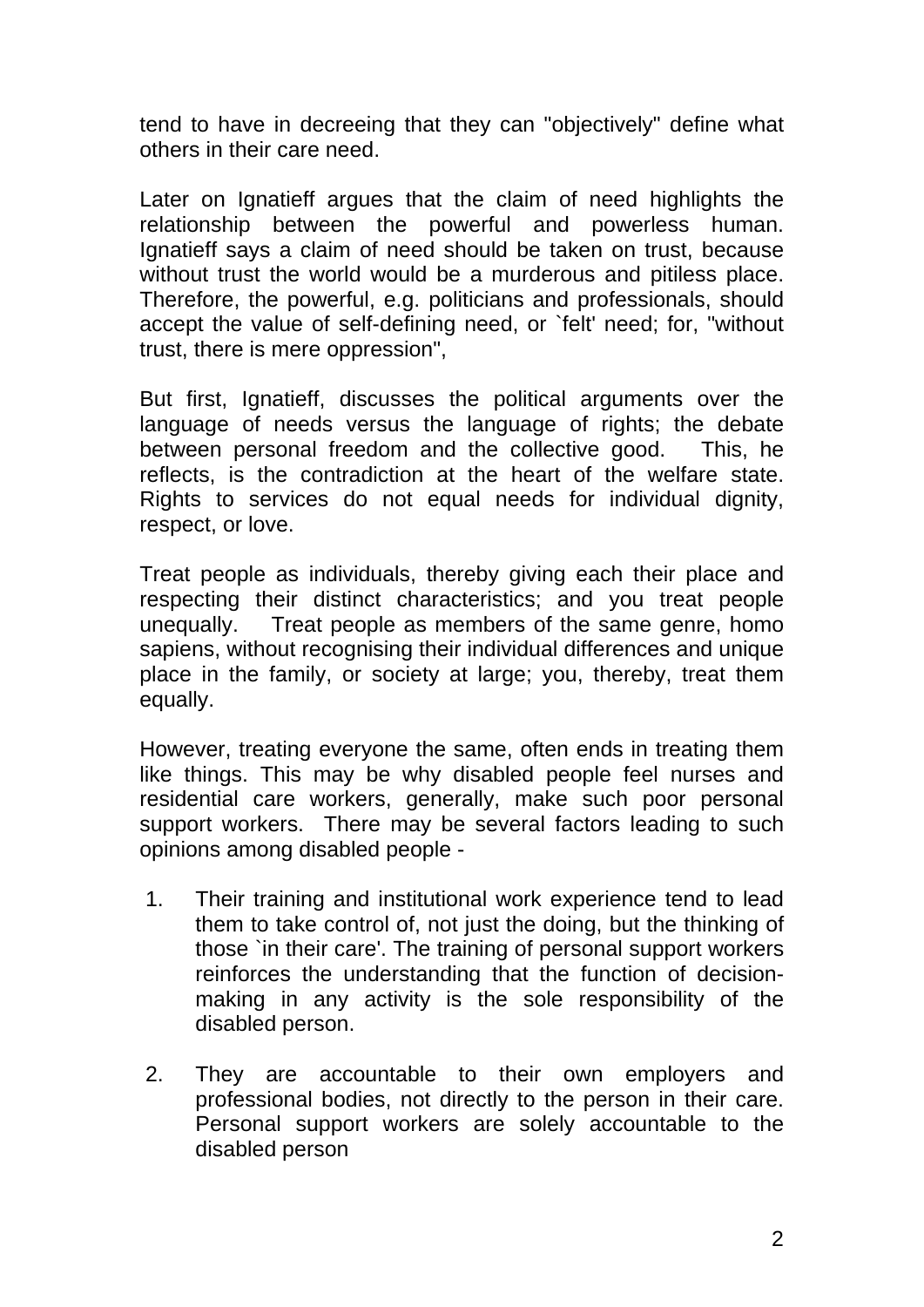tend to have in decreeing that they can "objectively" define what others in their care need.

Later on Ignatieff argues that the claim of need highlights the relationship between the powerful and powerless human. Ignatieff says a claim of need should be taken on trust, because without trust the world would be a murderous and pitiless place. Therefore, the powerful, e.g. politicians and professionals, should accept the value of self-defining need, or `felt' need; for, "without trust, there is mere oppression",

But first, Ignatieff, discusses the political arguments over the language of needs versus the language of rights; the debate between personal freedom and the collective good. This, he reflects, is the contradiction at the heart of the welfare state. Rights to services do not equal needs for individual dignity, respect, or love.

Treat people as individuals, thereby giving each their place and respecting their distinct characteristics; and you treat people unequally. Treat people as members of the same genre, homo sapiens, without recognising their individual differences and unique place in the family, or society at large; you, thereby, treat them equally.

However, treating everyone the same, often ends in treating them like things. This may be why disabled people feel nurses and residential care workers, generally, make such poor personal support workers. There may be several factors leading to such opinions among disabled people -

1. Their training and institutional work experience tend to lead them to take control of, not just the doing, but the thinking of those `in their care'. The training of personal support workers reinforces the understanding that the function of decision-making in any activity is the sole responsibility of the disabled person.

2. They are accountable to their own employers and professional bodies, not directly to the person in their care. Personal support workers are solely accountable to the disabled person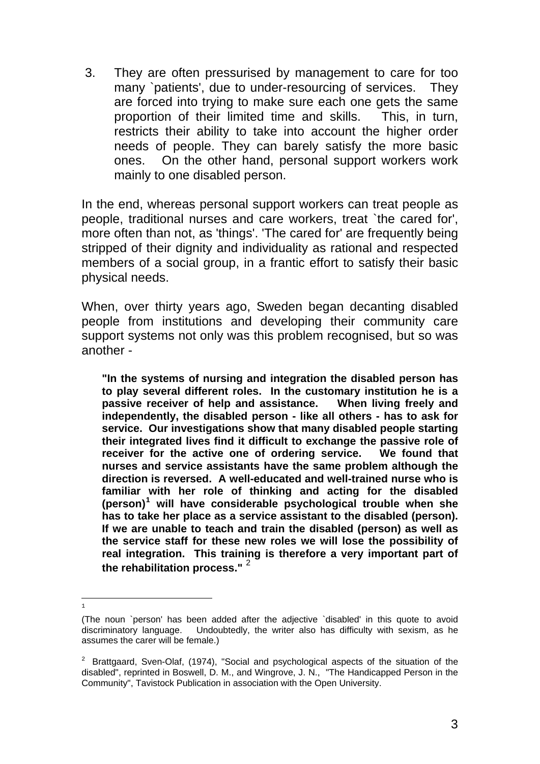3. They are often pressurised by management to care for too many `patients', due to under-resourcing of services. They are forced into trying to make sure each one gets the same proportion of their limited time and skills. This, in turn, restricts their ability to take into account the higher order needs of people. They can barely satisfy the more basic ones. On the other hand, personal support workers work mainly to one disabled person.

In the end, whereas personal support workers can treat people as people, traditional nurses and care workers, treat `the cared for', more often than not, as 'things'. 'The cared for' are frequently being stripped of their dignity and individuality as rational and respected members of a social group, in a frantic effort to satisfy their basic physical needs.

When, over thirty years ago, Sweden began decanting disabled people from institutions and developing their community care support systems not only was this problem recognised, but so was another -

> **"In the systems of nursing and integration the disabled person has to play several different roles. In the customary institution he is a passive receiver of help and assistance. When living freely and independently, the disabled person - like all others - has to ask for service. Our investigations show that many disabled people starting their integrated lives find it difficult to exchange the passive role of receiver for the active one of ordering service. We found that nurses and service assistants have the same problem although the direction is reversed. A well-educated and well-trained nurse who is familiar with her role of thinking and acting for the disabled (person)[1] will have considerable psychological trouble when she has to take her place as a service assistant to the disabled (person). If we are unable to teach and train the disabled (person) as well as the service staff for these new roles we will lose the possibility of real integration. This training is therefore a very important part of the rehabilitation process."** [2]

---

[1] (The noun `person' has been added after the adjective `disabled' in this quote to avoid discriminatory language. Undoubtedly, the writer also has difficulty with sexism, as he assumes the carer will be female.)

[2] Brattgaard, Sven-Olaf, (1974), "Social and psychological aspects of the situation of the disabled", reprinted in Boswell, D. M., and Wingrove, J. N., "The Handicapped Person in the Community", Tavistock Publication in association with the Open University.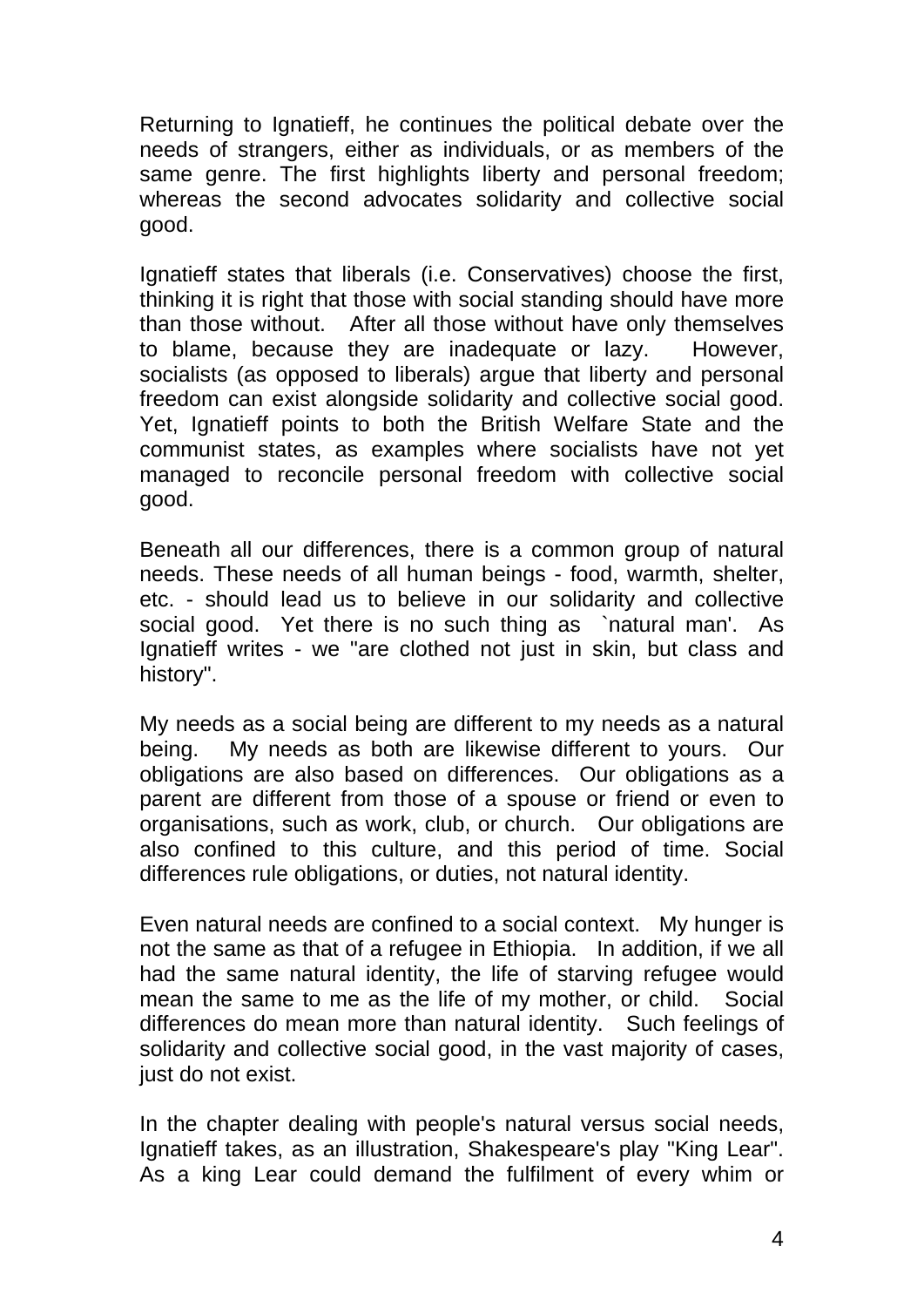Returning to Ignatieff, he continues the political debate over the needs of strangers, either as individuals, or as members of the same genre. The first highlights liberty and personal freedom; whereas the second advocates solidarity and collective social good.

Ignatieff states that liberals (i.e. Conservatives) choose the first, thinking it is right that those with social standing should have more than those without. After all those without have only themselves to blame, because they are inadequate or lazy. However, socialists (as opposed to liberals) argue that liberty and personal freedom can exist alongside solidarity and collective social good. Yet, Ignatieff points to both the British Welfare State and the communist states, as examples where socialists have not yet managed to reconcile personal freedom with collective social good.

Beneath all our differences, there is a common group of natural needs. These needs of all human beings - food, warmth, shelter, etc. - should lead us to believe in our solidarity and collective social good. Yet there is no such thing as `natural man'. As Ignatieff writes - we "are clothed not just in skin, but class and history".

My needs as a social being are different to my needs as a natural being. My needs as both are likewise different to yours. Our obligations are also based on differences. Our obligations as a parent are different from those of a spouse or friend or even to organisations, such as work, club, or church. Our obligations are also confined to this culture, and this period of time. Social differences rule obligations, or duties, not natural identity.

Even natural needs are confined to a social context. My hunger is not the same as that of a refugee in Ethiopia. In addition, if we all had the same natural identity, the life of starving refugee would mean the same to me as the life of my mother, or child. Social differences do mean more than natural identity. Such feelings of solidarity and collective social good, in the vast majority of cases, just do not exist.

In the chapter dealing with people's natural versus social needs, Ignatieff takes, as an illustration, Shakespeare's play "King Lear". As a king Lear could demand the fulfilment of every whim or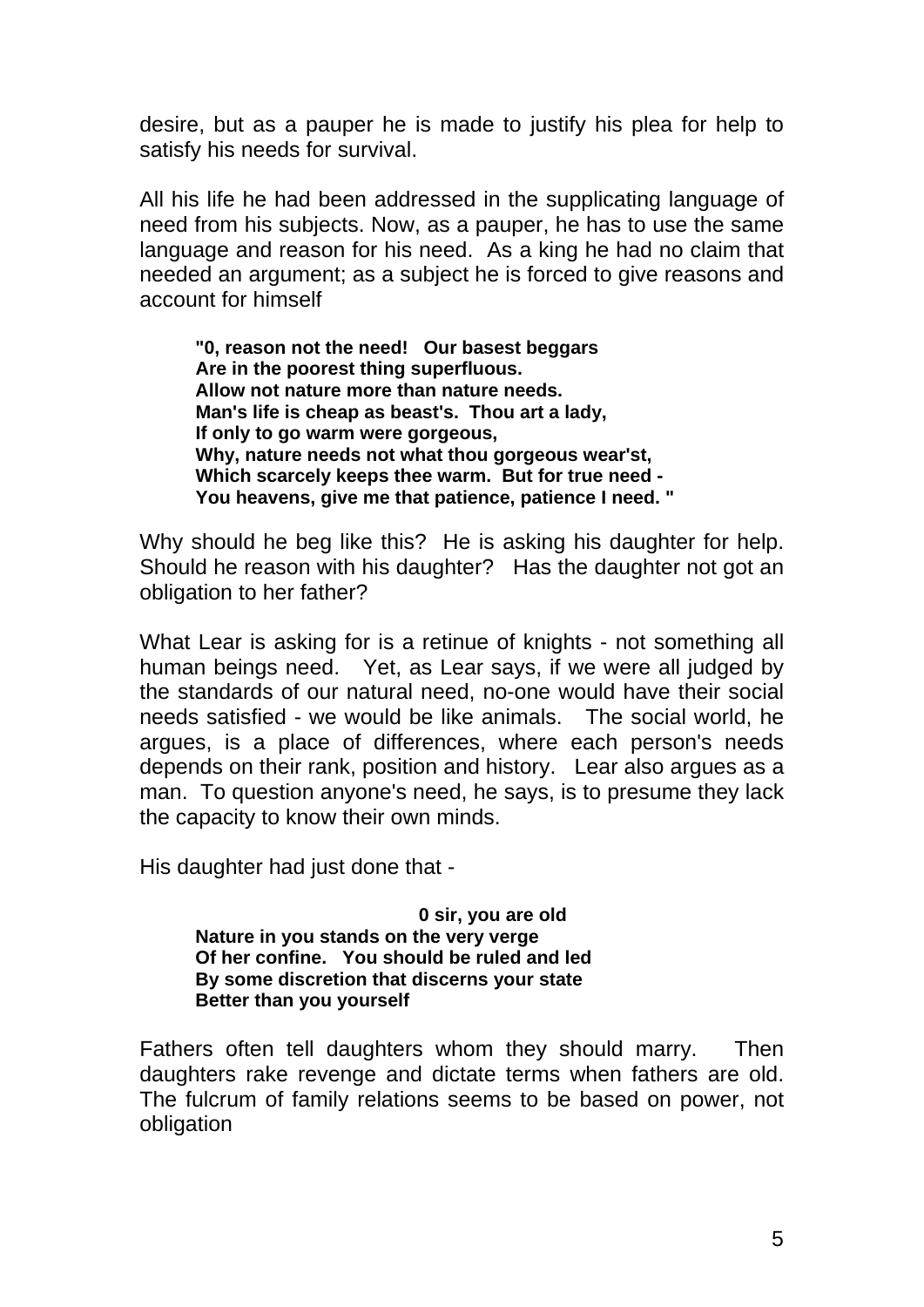desire, but as a pauper he is made to justify his plea for help to satisfy his needs for survival.

All his life he had been addressed in the supplicating language of need from his subjects. Now, as a pauper, he has to use the same language and reason for his need. As a king he had no claim that needed an argument; as a subject he is forced to give reasons and account for himself

> **"0, reason not the need! Our basest beggars**
> **Are in the poorest thing superfluous.**
> **Allow not nature more than nature needs.**
> **Man's life is cheap as beast's. Thou art a lady,**
> **If only to go warm were gorgeous,**
> **Why, nature needs not what thou gorgeous wear'st,**
> **Which scarcely keeps thee warm. But for true need -**
> **You heavens, give me that patience, patience I need. "**

Why should he beg like this? He is asking his daughter for help. Should he reason with his daughter? Has the daughter not got an obligation to her father?

What Lear is asking for is a retinue of knights - not something all human beings need. Yet, as Lear says, if we were all judged by the standards of our natural need, no-one would have their social needs satisfied - we would be like animals. The social world, he argues, is a place of differences, where each person's needs depends on their rank, position and history. Lear also argues as a man. To question anyone's need, he says, is to presume they lack the capacity to know their own minds.

His daughter had just done that -

> **0 sir, you are old**
> **Nature in you stands on the very verge**
> **Of her confine. You should be ruled and led**
> **By some discretion that discerns your state**
> **Better than you yourself**

Fathers often tell daughters whom they should marry. Then daughters rake revenge and dictate terms when fathers are old. The fulcrum of family relations seems to be based on power, not obligation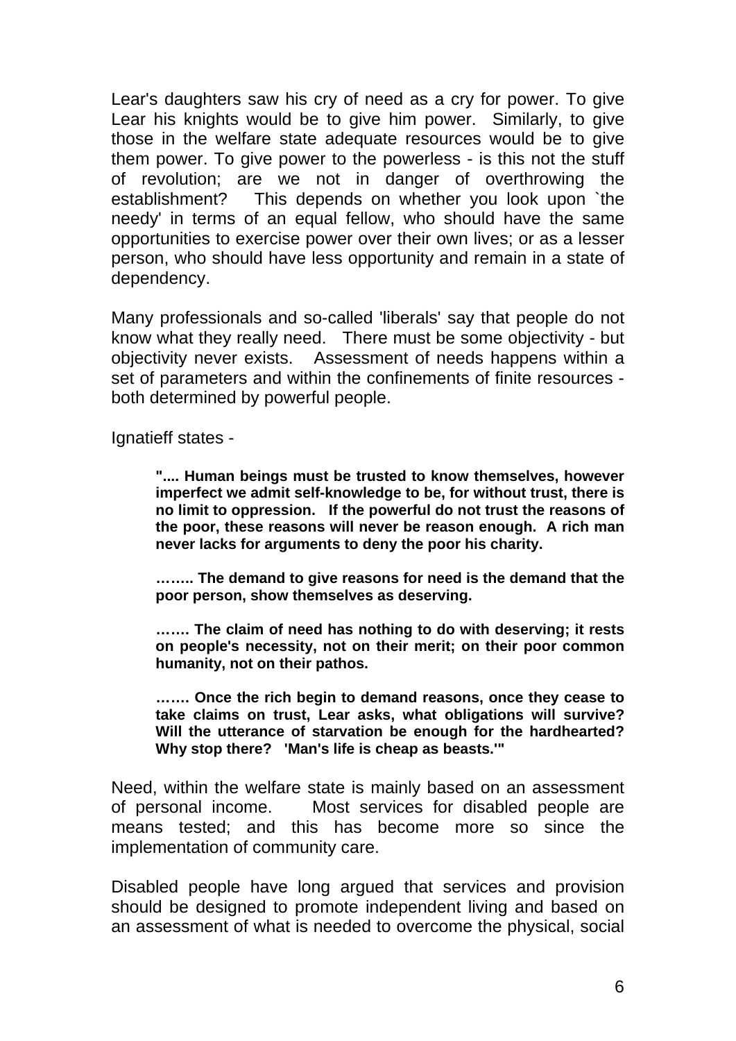Lear's daughters saw his cry of need as a cry for power. To give Lear his knights would be to give him power. Similarly, to give those in the welfare state adequate resources would be to give them power. To give power to the powerless - is this not the stuff of revolution; are we not in danger of overthrowing the establishment? This depends on whether you look upon `the needy' in terms of an equal fellow, who should have the same opportunities to exercise power over their own lives; or as a lesser person, who should have less opportunity and remain in a state of dependency.

Many professionals and so-called 'liberals' say that people do not know what they really need. There must be some objectivity - but objectivity never exists. Assessment of needs happens within a set of parameters and within the confinements of finite resources - both determined by powerful people.

Ignatieff states -

> **".... Human beings must be trusted to know themselves, however imperfect we admit self-knowledge to be, for without trust, there is no limit to oppression. If the powerful do not trust the reasons of the poor, these reasons will never be reason enough. A rich man never lacks for arguments to deny the poor his charity.**
>
> **…….. The demand to give reasons for need is the demand that the poor person, show themselves as deserving.**
>
> **……. The claim of need has nothing to do with deserving; it rests on people's necessity, not on their merit; on their poor common humanity, not on their pathos.**
>
> **……. Once the rich begin to demand reasons, once they cease to take claims on trust, Lear asks, what obligations will survive? Will the utterance of starvation be enough for the hardhearted? Why stop there? 'Man's life is cheap as beasts.'"**

Need, within the welfare state is mainly based on an assessment of personal income. Most services for disabled people are means tested; and this has become more so since the implementation of community care.

Disabled people have long argued that services and provision should be designed to promote independent living and based on an assessment of what is needed to overcome the physical, social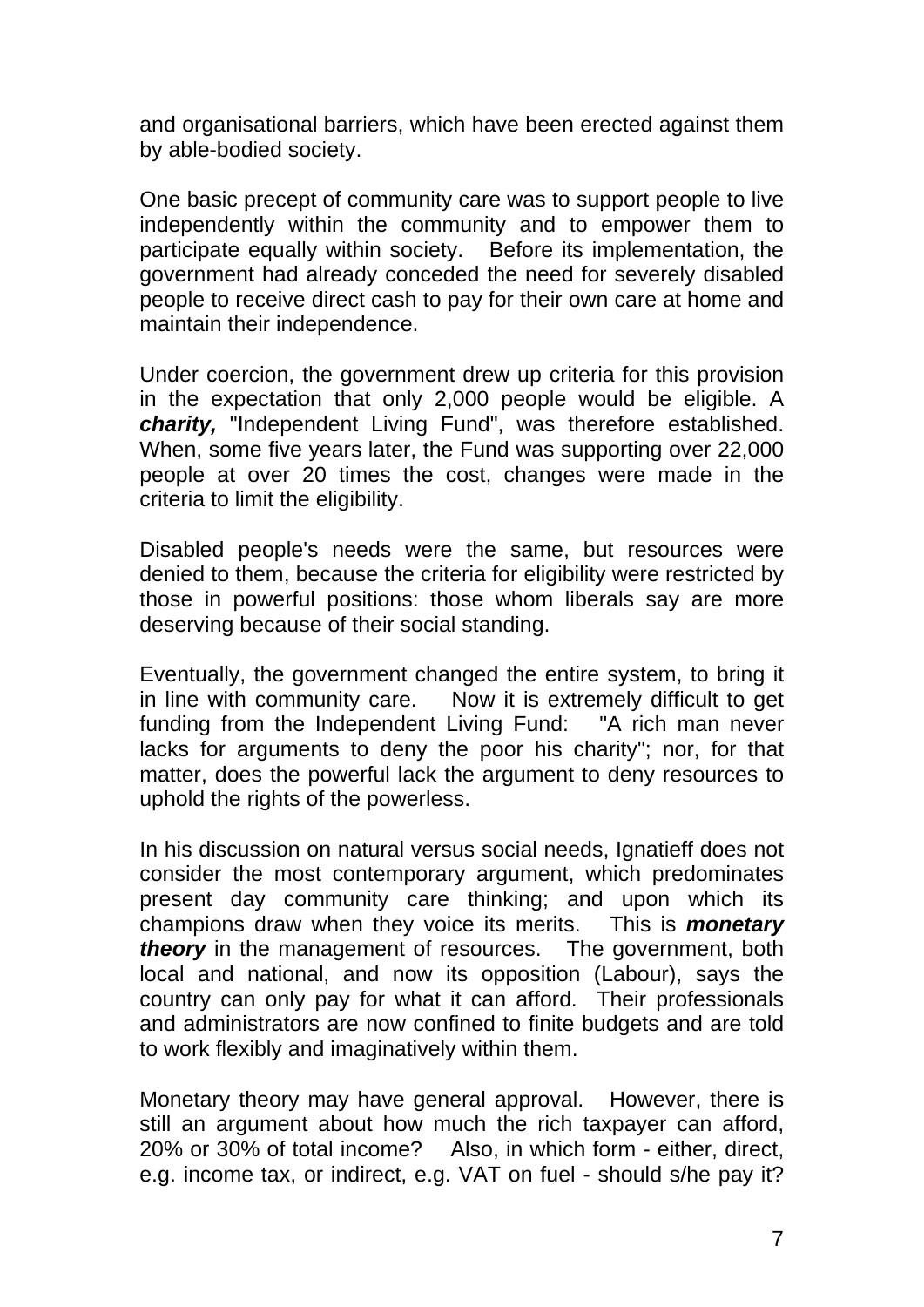and organisational barriers, which have been erected against them by able-bodied society.

One basic precept of community care was to support people to live independently within the community and to empower them to participate equally within society. Before its implementation, the government had already conceded the need for severely disabled people to receive direct cash to pay for their own care at home and maintain their independence.

Under coercion, the government drew up criteria for this provision in the expectation that only 2,000 people would be eligible. A ***charity,*** "Independent Living Fund", was therefore established. When, some five years later, the Fund was supporting over 22,000 people at over 20 times the cost, changes were made in the criteria to limit the eligibility.

Disabled people's needs were the same, but resources were denied to them, because the criteria for eligibility were restricted by those in powerful positions: those whom liberals say are more deserving because of their social standing.

Eventually, the government changed the entire system, to bring it in line with community care. Now it is extremely difficult to get funding from the Independent Living Fund: "A rich man never lacks for arguments to deny the poor his charity"; nor, for that matter, does the powerful lack the argument to deny resources to uphold the rights of the powerless.

In his discussion on natural versus social needs, Ignatieff does not consider the most contemporary argument, which predominates present day community care thinking; and upon which its champions draw when they voice its merits. This is ***monetary theory*** in the management of resources. The government, both local and national, and now its opposition (Labour), says the country can only pay for what it can afford. Their professionals and administrators are now confined to finite budgets and are told to work flexibly and imaginatively within them.

Monetary theory may have general approval. However, there is still an argument about how much the rich taxpayer can afford, 20% or 30% of total income? Also, in which form - either, direct, e.g. income tax, or indirect, e.g. VAT on fuel - should s/he pay it?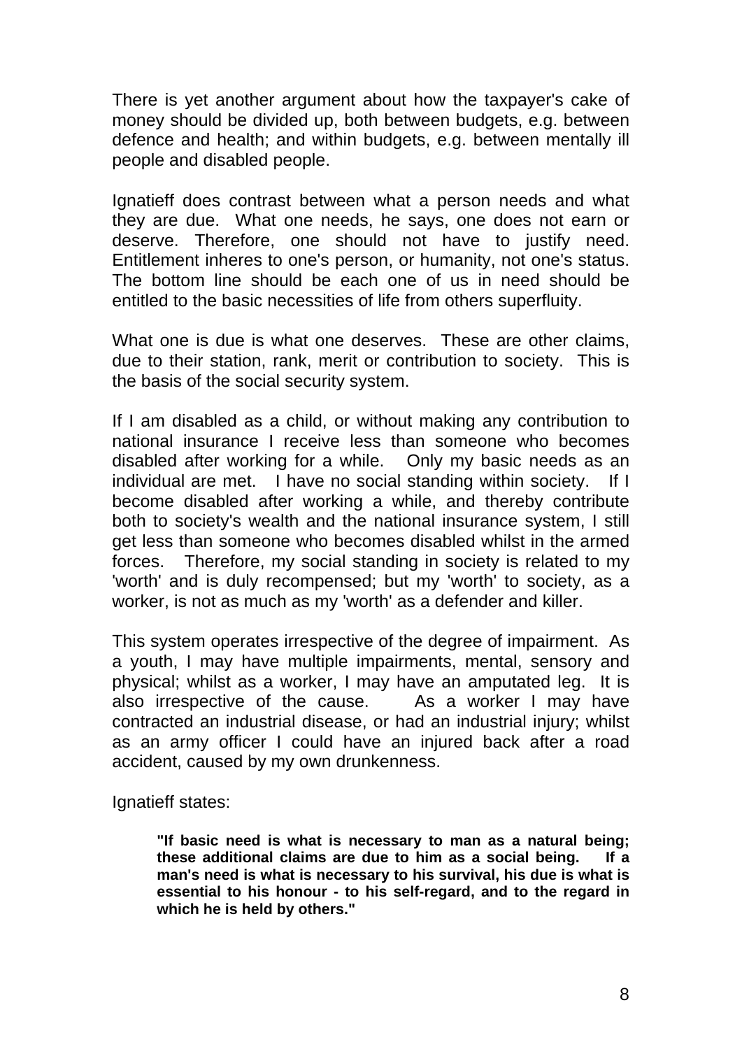There is yet another argument about how the taxpayer's cake of money should be divided up, both between budgets, e.g. between defence and health; and within budgets, e.g. between mentally ill people and disabled people.

Ignatieff does contrast between what a person needs and what they are due. What one needs, he says, one does not earn or deserve. Therefore, one should not have to justify need. Entitlement inheres to one's person, or humanity, not one's status. The bottom line should be each one of us in need should be entitled to the basic necessities of life from others superfluity.

What one is due is what one deserves. These are other claims, due to their station, rank, merit or contribution to society. This is the basis of the social security system.

If I am disabled as a child, or without making any contribution to national insurance I receive less than someone who becomes disabled after working for a while. Only my basic needs as an individual are met. I have no social standing within society. If I become disabled after working a while, and thereby contribute both to society's wealth and the national insurance system, I still get less than someone who becomes disabled whilst in the armed forces. Therefore, my social standing in society is related to my 'worth' and is duly recompensed; but my 'worth' to society, as a worker, is not as much as my 'worth' as a defender and killer.

This system operates irrespective of the degree of impairment. As a youth, I may have multiple impairments, mental, sensory and physical; whilst as a worker, I may have an amputated leg. It is also irrespective of the cause. As a worker I may have contracted an industrial disease, or had an industrial injury; whilst as an army officer I could have an injured back after a road accident, caused by my own drunkenness.

Ignatieff states:

> **"If basic need is what is necessary to man as a natural being; these additional claims are due to him as a social being. If a man's need is what is necessary to his survival, his due is what is essential to his honour - to his self-regard, and to the regard in which he is held by others."**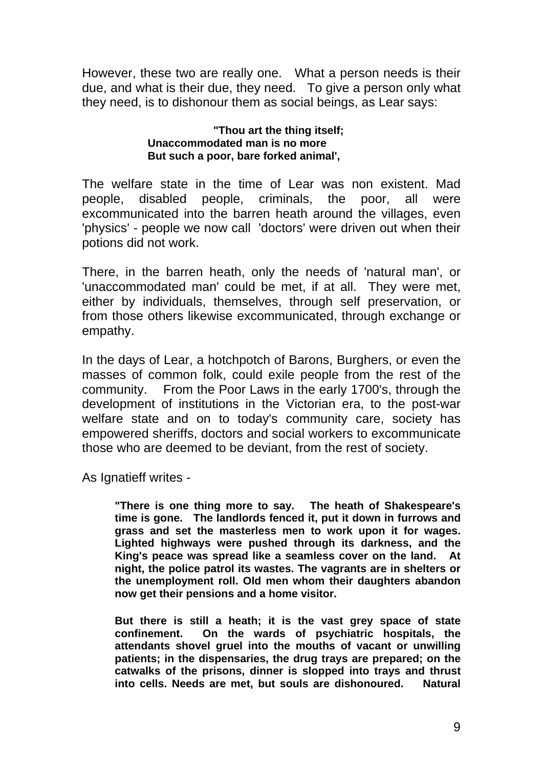However, these two are really one. What a person needs is their due, and what is their due, they need. To give a person only what they need, is to dishonour them as social beings, as Lear says:

> **"Thou art the thing itself;**
> **Unaccommodated man is no more**
> **But such a poor, bare forked animal',**

The welfare state in the time of Lear was non existent. Mad people, disabled people, criminals, the poor, all were excommunicated into the barren heath around the villages, even 'physics' - people we now call 'doctors' were driven out when their potions did not work.

There, in the barren heath, only the needs of 'natural man', or 'unaccommodated man' could be met, if at all. They were met, either by individuals, themselves, through self preservation, or from those others likewise excommunicated, through exchange or empathy.

In the days of Lear, a hotchpotch of Barons, Burghers, or even the masses of common folk, could exile people from the rest of the community. From the Poor Laws in the early 1700's, through the development of institutions in the Victorian era, to the post-war welfare state and on to today's community care, society has empowered sheriffs, doctors and social workers to excommunicate those who are deemed to be deviant, from the rest of society.

As Ignatieff writes -

> **"There is one thing more to say. The heath of Shakespeare's time is gone. The landlords fenced it, put it down in furrows and grass and set the masterless men to work upon it for wages. Lighted highways were pushed through its darkness, and the King's peace was spread like a seamless cover on the land. At night, the police patrol its wastes. The vagrants are in shelters or the unemployment roll. Old men whom their daughters abandon now get their pensions and a home visitor.**
>
> **But there is still a heath; it is the vast grey space of state confinement. On the wards of psychiatric hospitals, the attendants shovel gruel into the mouths of vacant or unwilling patients; in the dispensaries, the drug trays are prepared; on the catwalks of the prisons, dinner is slopped into trays and thrust into cells. Needs are met, but souls are dishonoured. Natural**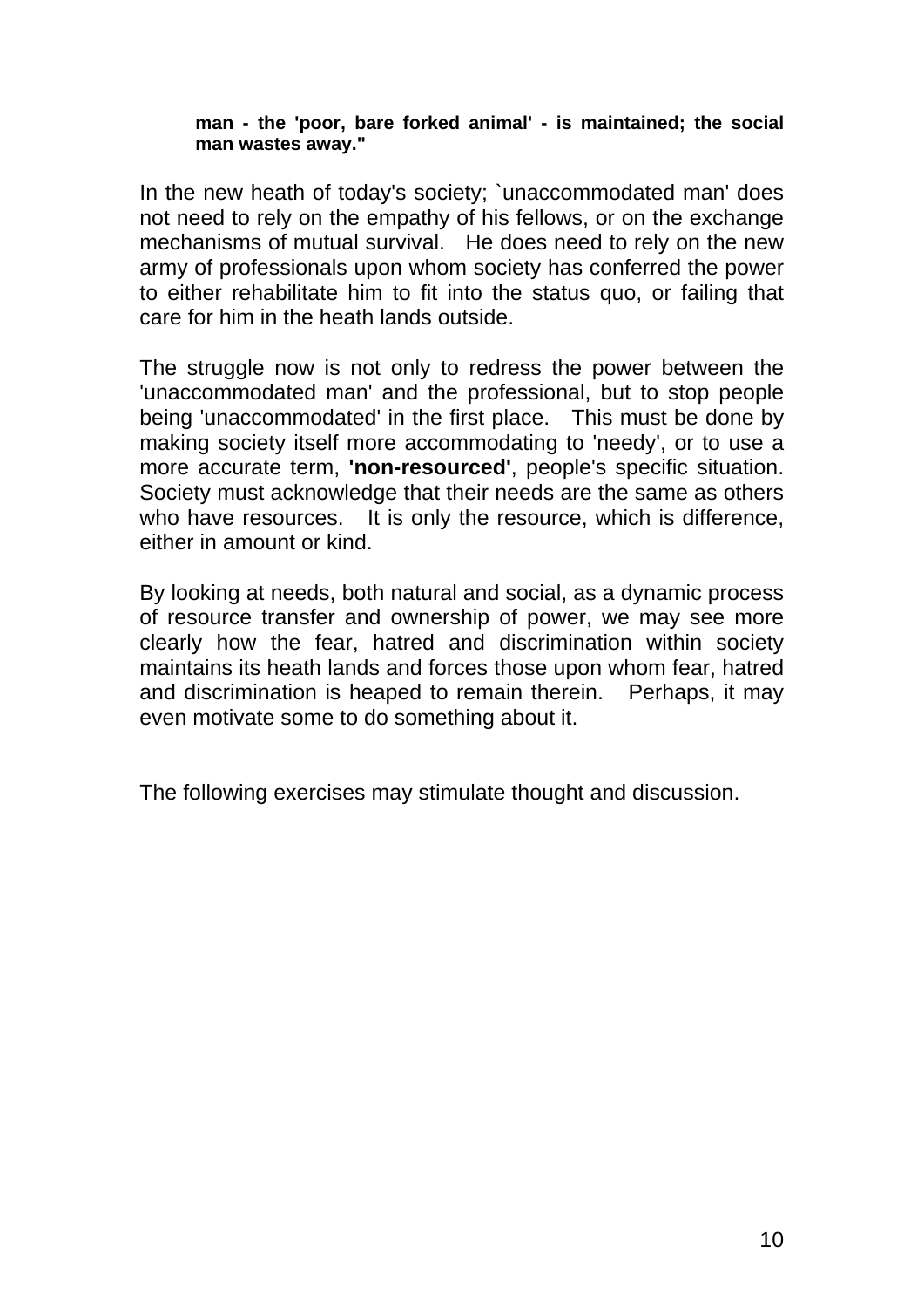> **man - the 'poor, bare forked animal' - is maintained; the social man wastes away."**

In the new heath of today's society; `unaccommodated man' does not need to rely on the empathy of his fellows, or on the exchange mechanisms of mutual survival. He does need to rely on the new army of professionals upon whom society has conferred the power to either rehabilitate him to fit into the status quo, or failing that care for him in the heath lands outside.

The struggle now is not only to redress the power between the 'unaccommodated man' and the professional, but to stop people being 'unaccommodated' in the first place. This must be done by making society itself more accommodating to 'needy', or to use a more accurate term, **'non-resourced'**, people's specific situation. Society must acknowledge that their needs are the same as others who have resources. It is only the resource, which is difference, either in amount or kind.

By looking at needs, both natural and social, as a dynamic process of resource transfer and ownership of power, we may see more clearly how the fear, hatred and discrimination within society maintains its heath lands and forces those upon whom fear, hatred and discrimination is heaped to remain therein. Perhaps, it may even motivate some to do something about it.

The following exercises may stimulate thought and discussion.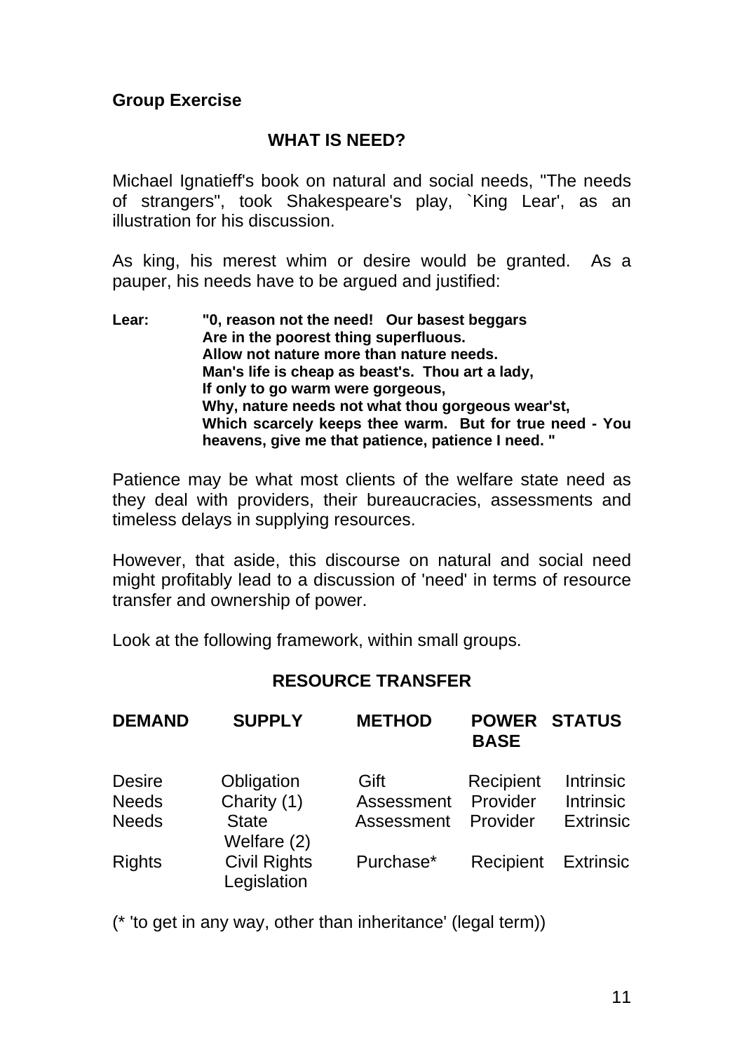**Group Exercise**

## WHAT IS NEED?

Michael Ignatieff's book on natural and social needs, "The needs of strangers", took Shakespeare's play, `King Lear', as an illustration for his discussion.

As king, his merest whim or desire would be granted. As a pauper, his needs have to be argued and justified:

**Lear: "0, reason not the need! Our basest beggars**
**Are in the poorest thing superfluous.**
**Allow not nature more than nature needs.**
**Man's life is cheap as beast's. Thou art a lady,**
**If only to go warm were gorgeous,**
**Why, nature needs not what thou gorgeous wear'st,**
**Which scarcely keeps thee warm. But for true need - You heavens, give me that patience, patience I need. "**

Patience may be what most clients of the welfare state need as they deal with providers, their bureaucracies, assessments and timeless delays in supplying resources.

However, that aside, this discourse on natural and social need might profitably lead to a discussion of 'need' in terms of resource transfer and ownership of power.

Look at the following framework, within small groups.

## RESOURCE TRANSFER

| DEMAND | SUPPLY | METHOD | POWER BASE | STATUS |
|---|---|---|---|---|
| Desire | Obligation | Gift | Recipient | Intrinsic |
| Needs | Charity (1) | Assessment | Provider | Intrinsic |
| Needs | State Welfare (2) | Assessment | Provider | Extrinsic |
| Rights | Civil Rights Legislation | Purchase* | Recipient | Extrinsic |

(* 'to get in any way, other than inheritance' (legal term))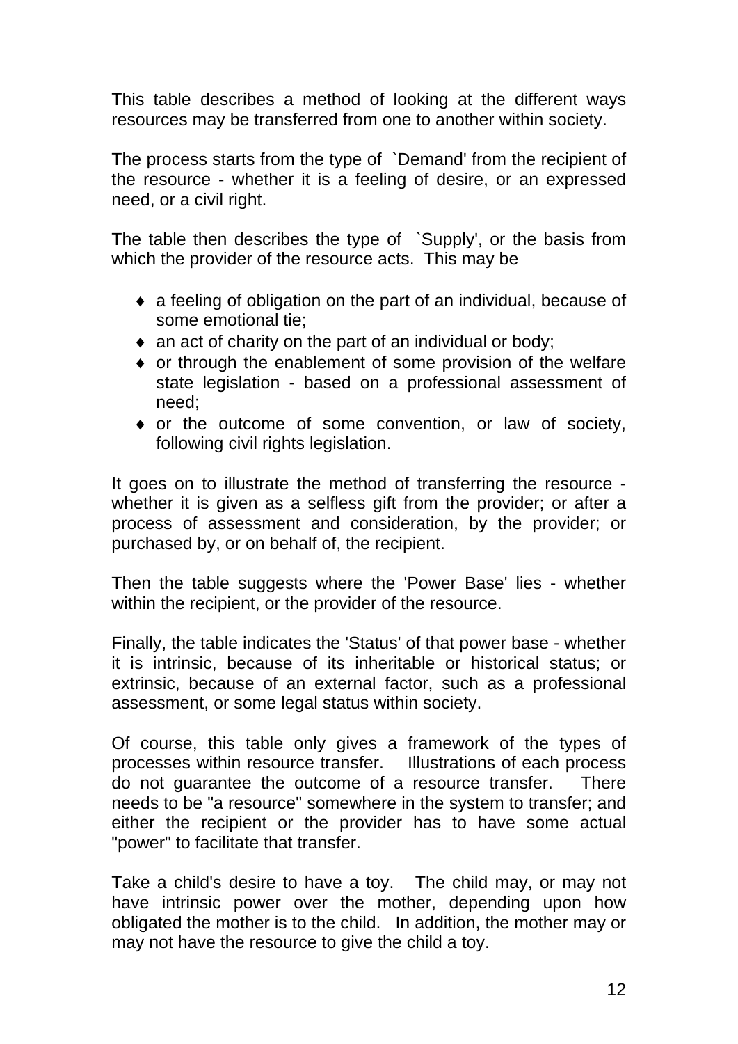This table describes a method of looking at the different ways resources may be transferred from one to another within society.

The process starts from the type of `Demand' from the recipient of the resource - whether it is a feeling of desire, or an expressed need, or a civil right.

The table then describes the type of `Supply', or the basis from which the provider of the resource acts. This may be

- a feeling of obligation on the part of an individual, because of some emotional tie;
- an act of charity on the part of an individual or body;
- or through the enablement of some provision of the welfare state legislation - based on a professional assessment of need;
- or the outcome of some convention, or law of society, following civil rights legislation.

It goes on to illustrate the method of transferring the resource - whether it is given as a selfless gift from the provider; or after a process of assessment and consideration, by the provider; or purchased by, or on behalf of, the recipient.

Then the table suggests where the 'Power Base' lies - whether within the recipient, or the provider of the resource.

Finally, the table indicates the 'Status' of that power base - whether it is intrinsic, because of its inheritable or historical status; or extrinsic, because of an external factor, such as a professional assessment, or some legal status within society.

Of course, this table only gives a framework of the types of processes within resource transfer. Illustrations of each process do not guarantee the outcome of a resource transfer. There needs to be "a resource" somewhere in the system to transfer; and either the recipient or the provider has to have some actual "power" to facilitate that transfer.

Take a child's desire to have a toy. The child may, or may not have intrinsic power over the mother, depending upon how obligated the mother is to the child. In addition, the mother may or may not have the resource to give the child a toy.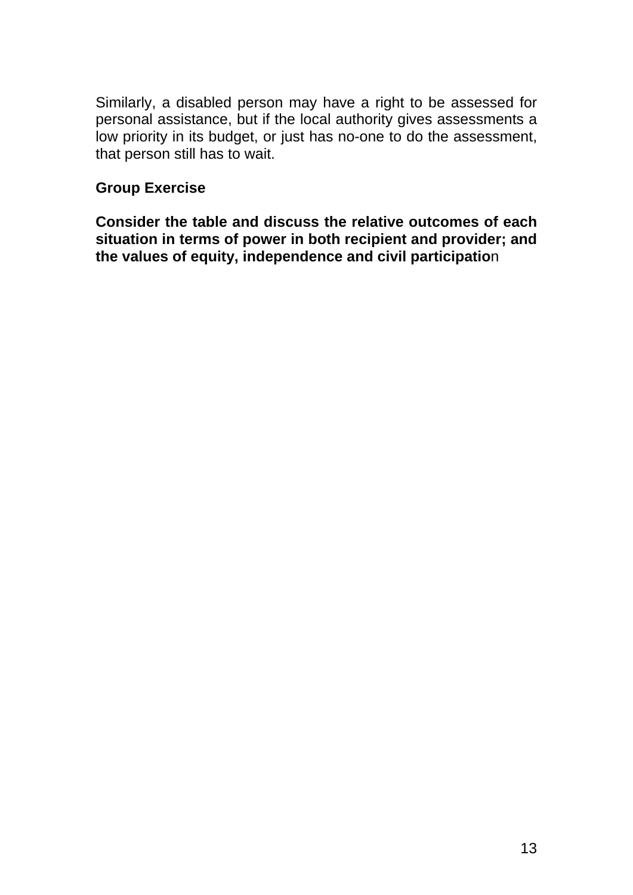Similarly, a disabled person may have a right to be assessed for personal assistance, but if the local authority gives assessments a low priority in its budget, or just has no-one to do the assessment, that person still has to wait.

**Group Exercise**

**Consider the table and discuss the relative outcomes of each situation in terms of power in both recipient and provider; and the values of equity, independence and civil participation**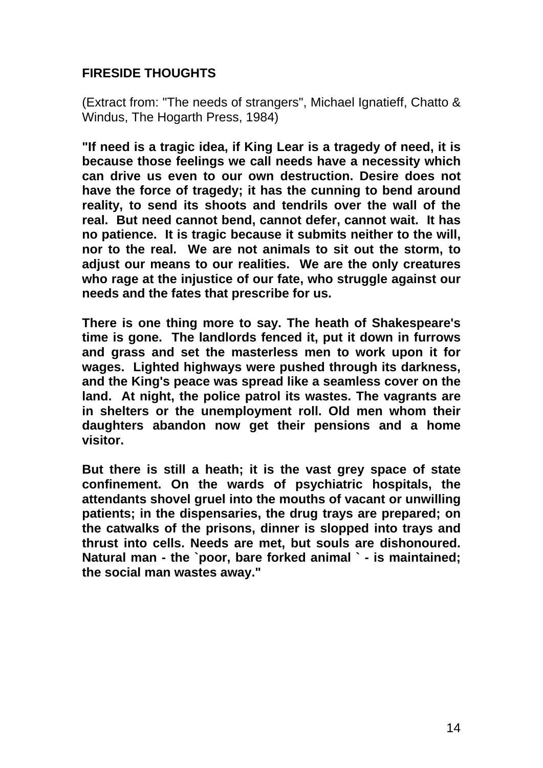## FIRESIDE THOUGHTS

(Extract from: "The needs of strangers", Michael Ignatieff, Chatto & Windus, The Hogarth Press, 1984)

**"If need is a tragic idea, if King Lear is a tragedy of need, it is because those feelings we call needs have a necessity which can drive us even to our own destruction. Desire does not have the force of tragedy; it has the cunning to bend around reality, to send its shoots and tendrils over the wall of the real. But need cannot bend, cannot defer, cannot wait. It has no patience. It is tragic because it submits neither to the will, nor to the real. We are not animals to sit out the storm, to adjust our means to our realities. We are the only creatures who rage at the injustice of our fate, who struggle against our needs and the fates that prescribe for us.**

**There is one thing more to say. The heath of Shakespeare's time is gone. The landlords fenced it, put it down in furrows and grass and set the masterless men to work upon it for wages. Lighted highways were pushed through its darkness, and the King's peace was spread like a seamless cover on the land. At night, the police patrol its wastes. The vagrants are in shelters or the unemployment roll. Old men whom their daughters abandon now get their pensions and a home visitor.**

**But there is still a heath; it is the vast grey space of state confinement. On the wards of psychiatric hospitals, the attendants shovel gruel into the mouths of vacant or unwilling patients; in the dispensaries, the drug trays are prepared; on the catwalks of the prisons, dinner is slopped into trays and thrust into cells. Needs are met, but souls are dishonoured. Natural man - the `poor, bare forked animal ` - is maintained; the social man wastes away."**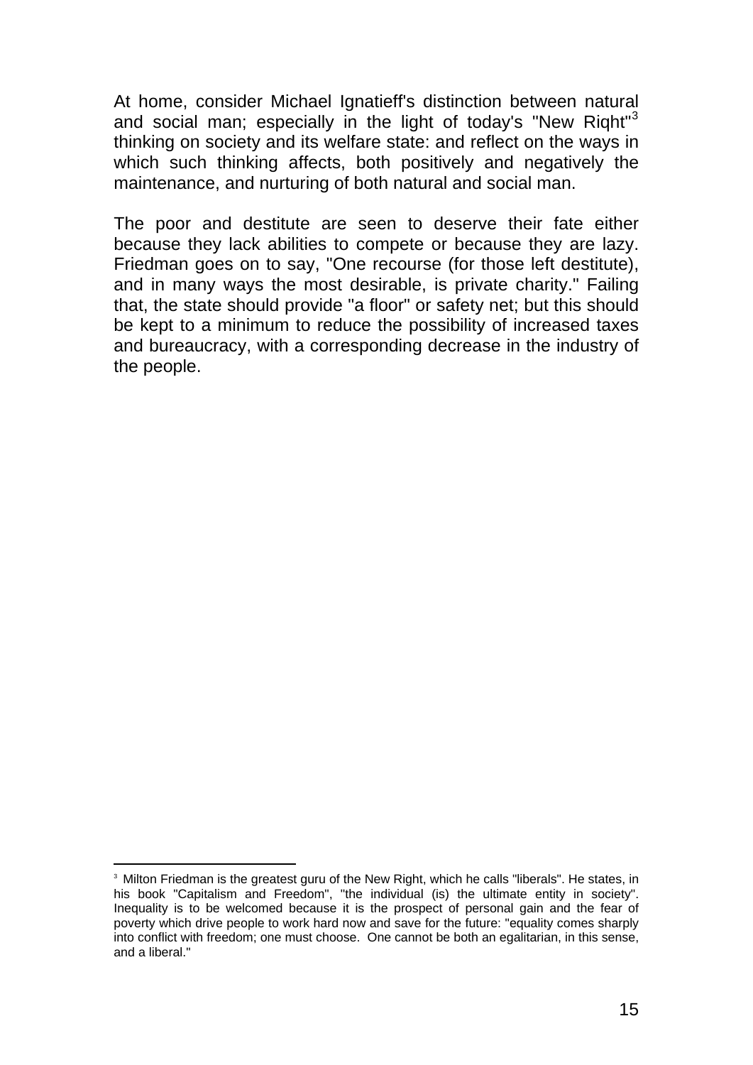At home, consider Michael Ignatieff's distinction between natural and social man; especially in the light of today's "New Riqht"[3] thinking on society and its welfare state: and reflect on the ways in which such thinking affects, both positively and negatively the maintenance, and nurturing of both natural and social man.

The poor and destitute are seen to deserve their fate either because they lack abilities to compete or because they are lazy. Friedman goes on to say, "One recourse (for those left destitute), and in many ways the most desirable, is private charity." Failing that, the state should provide "a floor" or safety net; but this should be kept to a minimum to reduce the possibility of increased taxes and bureaucracy, with a corresponding decrease in the industry of the people.

---

[3] Milton Friedman is the greatest guru of the New Right, which he calls "liberals". He states, in his book "Capitalism and Freedom", "the individual (is) the ultimate entity in society". Inequality is to be welcomed because it is the prospect of personal gain and the fear of poverty which drive people to work hard now and save for the future: "equality comes sharply into conflict with freedom; one must choose. One cannot be both an egalitarian, in this sense, and a liberal."